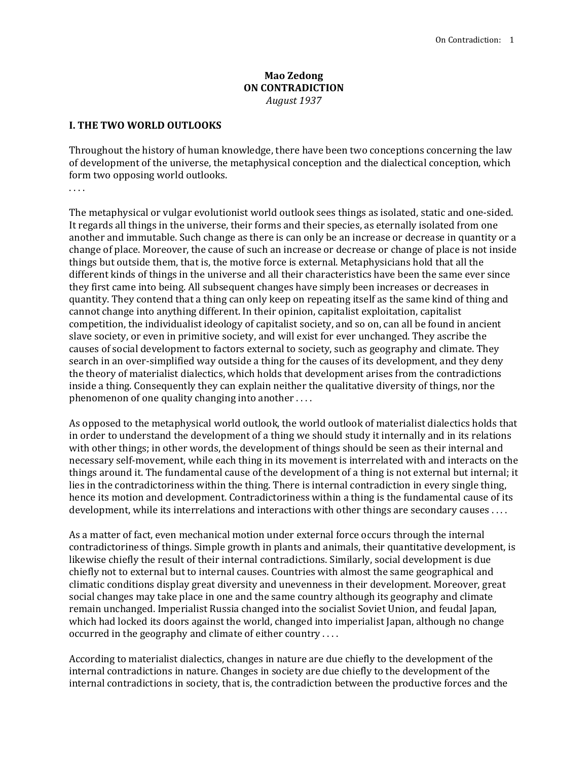**Mao Zedong**
**ON CONTRADICTION**
*August 1937*

## I. THE TWO WORLD OUTLOOKS

Throughout the history of human knowledge, there have been two conceptions concerning the law of development of the universe, the metaphysical conception and the dialectical conception, which form two opposing world outlooks.

. . . .

The metaphysical or vulgar evolutionist world outlook sees things as isolated, static and one-sided. It regards all things in the universe, their forms and their species, as eternally isolated from one another and immutable. Such change as there is can only be an increase or decrease in quantity or a change of place. Moreover, the cause of such an increase or decrease or change of place is not inside things but outside them, that is, the motive force is external. Metaphysicians hold that all the different kinds of things in the universe and all their characteristics have been the same ever since they first came into being. All subsequent changes have simply been increases or decreases in quantity. They contend that a thing can only keep on repeating itself as the same kind of thing and cannot change into anything different. In their opinion, capitalist exploitation, capitalist competition, the individualist ideology of capitalist society, and so on, can all be found in ancient slave society, or even in primitive society, and will exist for ever unchanged. They ascribe the causes of social development to factors external to society, such as geography and climate. They search in an over-simplified way outside a thing for the causes of its development, and they deny the theory of materialist dialectics, which holds that development arises from the contradictions inside a thing. Consequently they can explain neither the qualitative diversity of things, nor the phenomenon of one quality changing into another . . . .

As opposed to the metaphysical world outlook, the world outlook of materialist dialectics holds that in order to understand the development of a thing we should study it internally and in its relations with other things; in other words, the development of things should be seen as their internal and necessary self-movement, while each thing in its movement is interrelated with and interacts on the things around it. The fundamental cause of the development of a thing is not external but internal; it lies in the contradictoriness within the thing. There is internal contradiction in every single thing, hence its motion and development. Contradictoriness within a thing is the fundamental cause of its development, while its interrelations and interactions with other things are secondary causes . . . .

As a matter of fact, even mechanical motion under external force occurs through the internal contradictoriness of things. Simple growth in plants and animals, their quantitative development, is likewise chiefly the result of their internal contradictions. Similarly, social development is due chiefly not to external but to internal causes. Countries with almost the same geographical and climatic conditions display great diversity and unevenness in their development. Moreover, great social changes may take place in one and the same country although its geography and climate remain unchanged. Imperialist Russia changed into the socialist Soviet Union, and feudal Japan, which had locked its doors against the world, changed into imperialist Japan, although no change occurred in the geography and climate of either country . . . .

According to materialist dialectics, changes in nature are due chiefly to the development of the internal contradictions in nature. Changes in society are due chiefly to the development of the internal contradictions in society, that is, the contradiction between the productive forces and the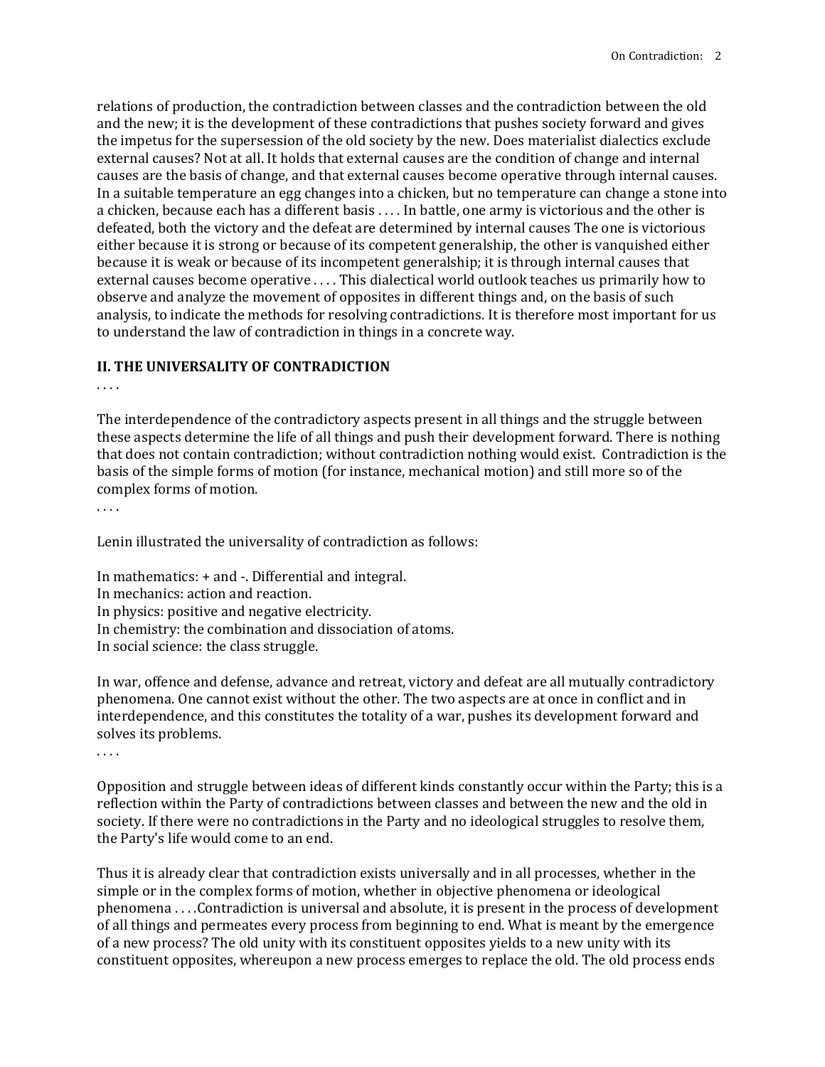relations of production, the contradiction between classes and the contradiction between the old and the new; it is the development of these contradictions that pushes society forward and gives the impetus for the supersession of the old society by the new. Does materialist dialectics exclude external causes? Not at all. It holds that external causes are the condition of change and internal causes are the basis of change, and that external causes become operative through internal causes. In a suitable temperature an egg changes into a chicken, but no temperature can change a stone into a chicken, because each has a different basis . . . . In battle, one army is victorious and the other is defeated, both the victory and the defeat are determined by internal causes The one is victorious either because it is strong or because of its competent generalship, the other is vanquished either because it is weak or because of its incompetent generalship; it is through internal causes that external causes become operative . . . . This dialectical world outlook teaches us primarily how to observe and analyze the movement of opposites in different things and, on the basis of such analysis, to indicate the methods for resolving contradictions. It is therefore most important for us to understand the law of contradiction in things in a concrete way.

## II. THE UNIVERSALITY OF CONTRADICTION

. . . .

The interdependence of the contradictory aspects present in all things and the struggle between these aspects determine the life of all things and push their development forward. There is nothing that does not contain contradiction; without contradiction nothing would exist. Contradiction is the basis of the simple forms of motion (for instance, mechanical motion) and still more so of the complex forms of motion.

. . . .

Lenin illustrated the universality of contradiction as follows:

In mathematics: + and -. Differential and integral.
In mechanics: action and reaction.
In physics: positive and negative electricity.
In chemistry: the combination and dissociation of atoms.
In social science: the class struggle.

In war, offence and defense, advance and retreat, victory and defeat are all mutually contradictory phenomena. One cannot exist without the other. The two aspects are at once in conflict and in interdependence, and this constitutes the totality of a war, pushes its development forward and solves its problems.

. . . .

Opposition and struggle between ideas of different kinds constantly occur within the Party; this is a reflection within the Party of contradictions between classes and between the new and the old in society. If there were no contradictions in the Party and no ideological struggles to resolve them, the Party's life would come to an end.

Thus it is already clear that contradiction exists universally and in all processes, whether in the simple or in the complex forms of motion, whether in objective phenomena or ideological phenomena . . . .Contradiction is universal and absolute, it is present in the process of development of all things and permeates every process from beginning to end. What is meant by the emergence of a new process? The old unity with its constituent opposites yields to a new unity with its constituent opposites, whereupon a new process emerges to replace the old. The old process ends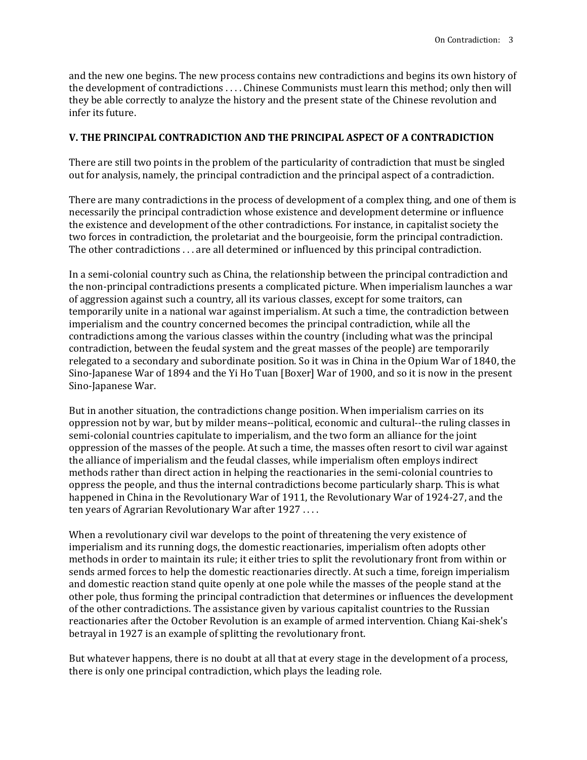and the new one begins. The new process contains new contradictions and begins its own history of the development of contradictions . . . . Chinese Communists must learn this method; only then will they be able correctly to analyze the history and the present state of the Chinese revolution and infer its future.

## V. THE PRINCIPAL CONTRADICTION AND THE PRINCIPAL ASPECT OF A CONTRADICTION

There are still two points in the problem of the particularity of contradiction that must be singled out for analysis, namely, the principal contradiction and the principal aspect of a contradiction.

There are many contradictions in the process of development of a complex thing, and one of them is necessarily the principal contradiction whose existence and development determine or influence the existence and development of the other contradictions. For instance, in capitalist society the two forces in contradiction, the proletariat and the bourgeoisie, form the principal contradiction. The other contradictions . . . are all determined or influenced by this principal contradiction.

In a semi-colonial country such as China, the relationship between the principal contradiction and the non-principal contradictions presents a complicated picture. When imperialism launches a war of aggression against such a country, all its various classes, except for some traitors, can temporarily unite in a national war against imperialism. At such a time, the contradiction between imperialism and the country concerned becomes the principal contradiction, while all the contradictions among the various classes within the country (including what was the principal contradiction, between the feudal system and the great masses of the people) are temporarily relegated to a secondary and subordinate position. So it was in China in the Opium War of 1840, the Sino-Japanese War of 1894 and the Yi Ho Tuan [Boxer] War of 1900, and so it is now in the present Sino-Japanese War.

But in another situation, the contradictions change position. When imperialism carries on its oppression not by war, but by milder means--political, economic and cultural--the ruling classes in semi-colonial countries capitulate to imperialism, and the two form an alliance for the joint oppression of the masses of the people. At such a time, the masses often resort to civil war against the alliance of imperialism and the feudal classes, while imperialism often employs indirect methods rather than direct action in helping the reactionaries in the semi-colonial countries to oppress the people, and thus the internal contradictions become particularly sharp. This is what happened in China in the Revolutionary War of 1911, the Revolutionary War of 1924-27, and the ten years of Agrarian Revolutionary War after 1927 . . . .

When a revolutionary civil war develops to the point of threatening the very existence of imperialism and its running dogs, the domestic reactionaries, imperialism often adopts other methods in order to maintain its rule; it either tries to split the revolutionary front from within or sends armed forces to help the domestic reactionaries directly. At such a time, foreign imperialism and domestic reaction stand quite openly at one pole while the masses of the people stand at the other pole, thus forming the principal contradiction that determines or influences the development of the other contradictions. The assistance given by various capitalist countries to the Russian reactionaries after the October Revolution is an example of armed intervention. Chiang Kai-shek's betrayal in 1927 is an example of splitting the revolutionary front.

But whatever happens, there is no doubt at all that at every stage in the development of a process, there is only one principal contradiction, which plays the leading role.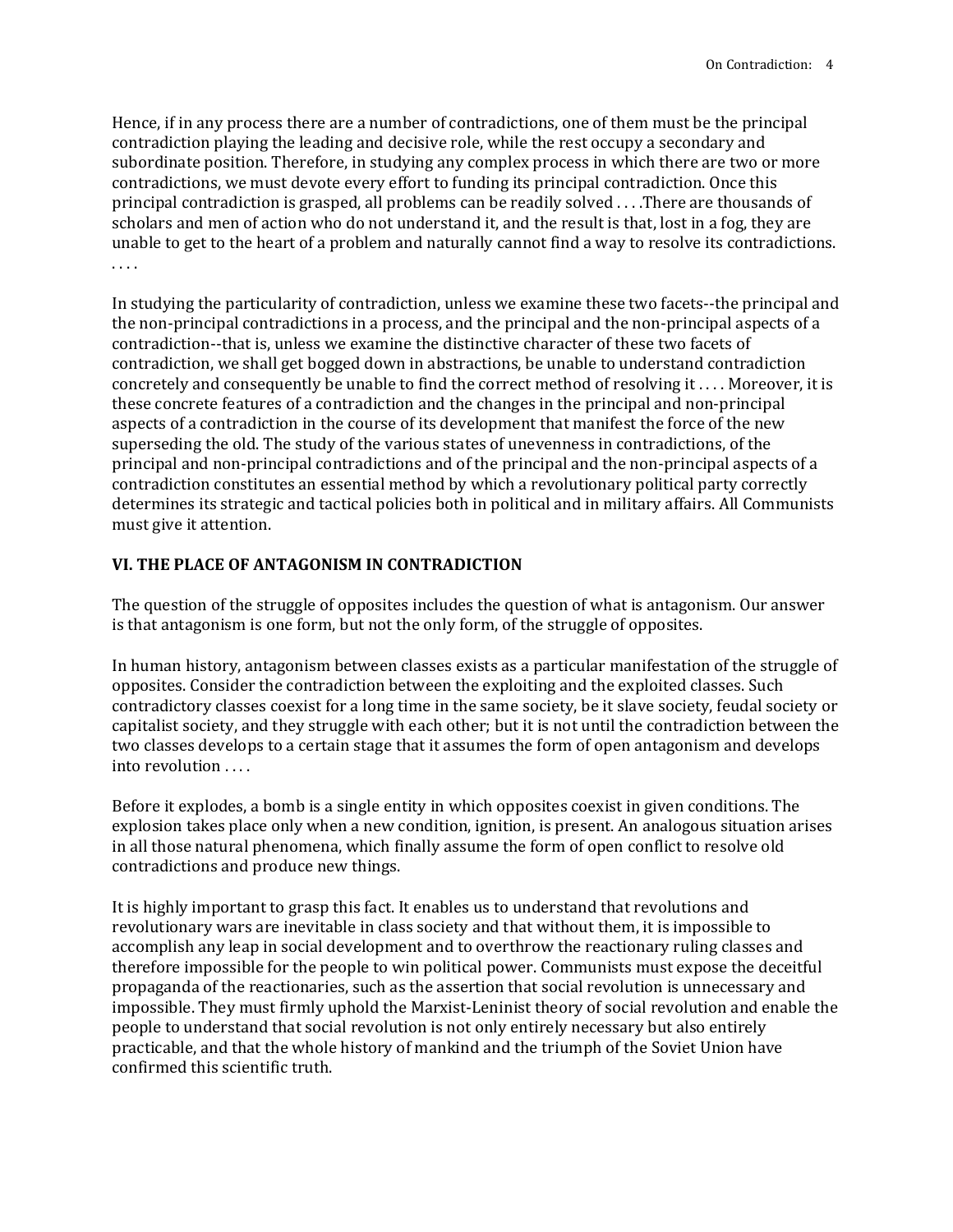Hence, if in any process there are a number of contradictions, one of them must be the principal contradiction playing the leading and decisive role, while the rest occupy a secondary and subordinate position. Therefore, in studying any complex process in which there are two or more contradictions, we must devote every effort to funding its principal contradiction. Once this principal contradiction is grasped, all problems can be readily solved . . . .There are thousands of scholars and men of action who do not understand it, and the result is that, lost in a fog, they are unable to get to the heart of a problem and naturally cannot find a way to resolve its contradictions. . . . .

In studying the particularity of contradiction, unless we examine these two facets--the principal and the non-principal contradictions in a process, and the principal and the non-principal aspects of a contradiction--that is, unless we examine the distinctive character of these two facets of contradiction, we shall get bogged down in abstractions, be unable to understand contradiction concretely and consequently be unable to find the correct method of resolving it . . . . Moreover, it is these concrete features of a contradiction and the changes in the principal and non-principal aspects of a contradiction in the course of its development that manifest the force of the new superseding the old. The study of the various states of unevenness in contradictions, of the principal and non-principal contradictions and of the principal and the non-principal aspects of a contradiction constitutes an essential method by which a revolutionary political party correctly determines its strategic and tactical policies both in political and in military affairs. All Communists must give it attention.

## VI. THE PLACE OF ANTAGONISM IN CONTRADICTION

The question of the struggle of opposites includes the question of what is antagonism. Our answer is that antagonism is one form, but not the only form, of the struggle of opposites.

In human history, antagonism between classes exists as a particular manifestation of the struggle of opposites. Consider the contradiction between the exploiting and the exploited classes. Such contradictory classes coexist for a long time in the same society, be it slave society, feudal society or capitalist society, and they struggle with each other; but it is not until the contradiction between the two classes develops to a certain stage that it assumes the form of open antagonism and develops into revolution . . . .

Before it explodes, a bomb is a single entity in which opposites coexist in given conditions. The explosion takes place only when a new condition, ignition, is present. An analogous situation arises in all those natural phenomena, which finally assume the form of open conflict to resolve old contradictions and produce new things.

It is highly important to grasp this fact. It enables us to understand that revolutions and revolutionary wars are inevitable in class society and that without them, it is impossible to accomplish any leap in social development and to overthrow the reactionary ruling classes and therefore impossible for the people to win political power. Communists must expose the deceitful propaganda of the reactionaries, such as the assertion that social revolution is unnecessary and impossible. They must firmly uphold the Marxist-Leninist theory of social revolution and enable the people to understand that social revolution is not only entirely necessary but also entirely practicable, and that the whole history of mankind and the triumph of the Soviet Union have confirmed this scientific truth.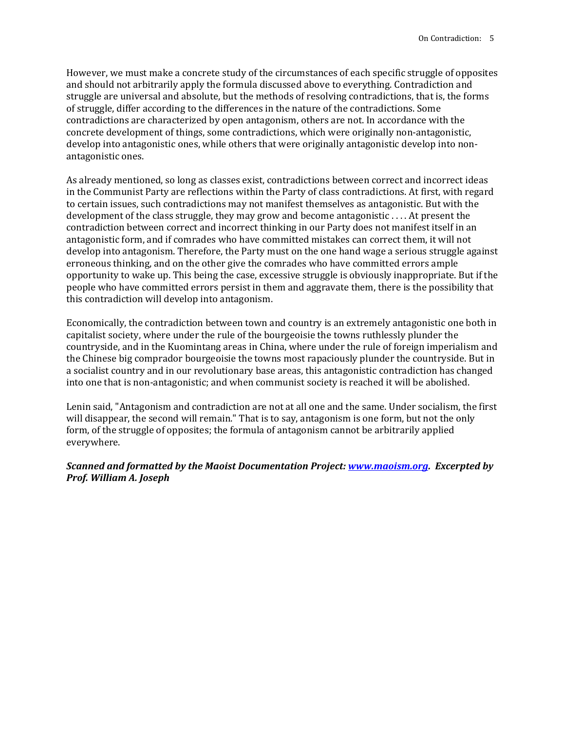However, we must make a concrete study of the circumstances of each specific struggle of opposites and should not arbitrarily apply the formula discussed above to everything. Contradiction and struggle are universal and absolute, but the methods of resolving contradictions, that is, the forms of struggle, differ according to the differences in the nature of the contradictions. Some contradictions are characterized by open antagonism, others are not. In accordance with the concrete development of things, some contradictions, which were originally non-antagonistic, develop into antagonistic ones, while others that were originally antagonistic develop into non-antagonistic ones.

As already mentioned, so long as classes exist, contradictions between correct and incorrect ideas in the Communist Party are reflections within the Party of class contradictions. At first, with regard to certain issues, such contradictions may not manifest themselves as antagonistic. But with the development of the class struggle, they may grow and become antagonistic . . . . At present the contradiction between correct and incorrect thinking in our Party does not manifest itself in an antagonistic form, and if comrades who have committed mistakes can correct them, it will not develop into antagonism. Therefore, the Party must on the one hand wage a serious struggle against erroneous thinking, and on the other give the comrades who have committed errors ample opportunity to wake up. This being the case, excessive struggle is obviously inappropriate. But if the people who have committed errors persist in them and aggravate them, there is the possibility that this contradiction will develop into antagonism.

Economically, the contradiction between town and country is an extremely antagonistic one both in capitalist society, where under the rule of the bourgeoisie the towns ruthlessly plunder the countryside, and in the Kuomintang areas in China, where under the rule of foreign imperialism and the Chinese big comprador bourgeoisie the towns most rapaciously plunder the countryside. But in a socialist country and in our revolutionary base areas, this antagonistic contradiction has changed into one that is non-antagonistic; and when communist society is reached it will be abolished.

Lenin said, "Antagonism and contradiction are not at all one and the same. Under socialism, the first will disappear, the second will remain." That is to say, antagonism is one form, but not the only form, of the struggle of opposites; the formula of antagonism cannot be arbitrarily applied everywhere.

***Scanned and formatted by the Maoist Documentation Project: [www.maoism.org](http://www.maoism.org). Excerpted by Prof. William A. Joseph***